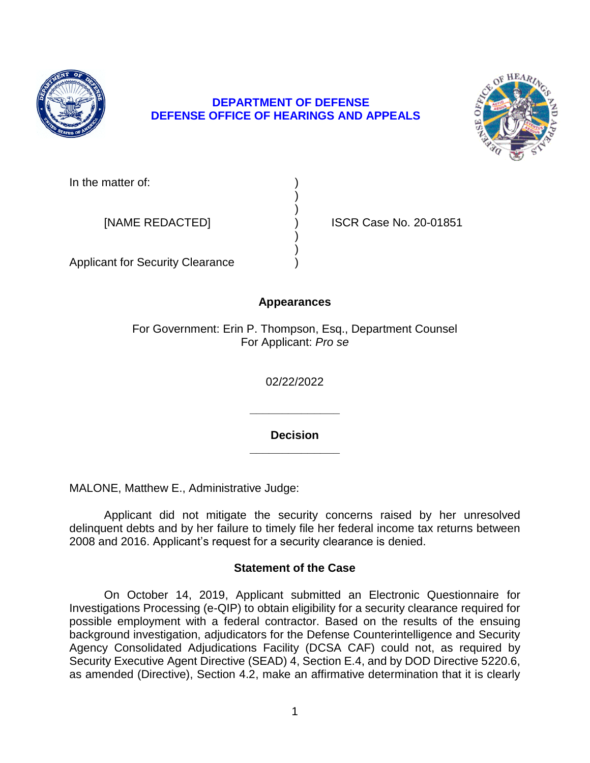**DEPARTMENT OF DEFENSE**
**DEFENSE OFFICE OF HEARINGS AND APPEALS**

| | | |
|---|---|---|
| In the matter of: | ) | |
| | ) | |
| | ) | |
| [NAME REDACTED] | ) | ISCR Case No. 20-01851 |
| | ) | |
| | ) | |
| Applicant for Security Clearance | ) | |

## Appearances

For Government: Erin P. Thompson, Esq., Department Counsel
For Applicant: *Pro se*

02/22/2022

---

## Decision

---

MALONE, Matthew E., Administrative Judge:

Applicant did not mitigate the security concerns raised by her unresolved delinquent debts and by her failure to timely file her federal income tax returns between 2008 and 2016. Applicant's request for a security clearance is denied.

## Statement of the Case

On October 14, 2019, Applicant submitted an Electronic Questionnaire for Investigations Processing (e-QIP) to obtain eligibility for a security clearance required for possible employment with a federal contractor. Based on the results of the ensuing background investigation, adjudicators for the Defense Counterintelligence and Security Agency Consolidated Adjudications Facility (DCSA CAF) could not, as required by Security Executive Agent Directive (SEAD) 4, Section E.4, and by DOD Directive 5220.6, as amended (Directive), Section 4.2, make an affirmative determination that it is clearly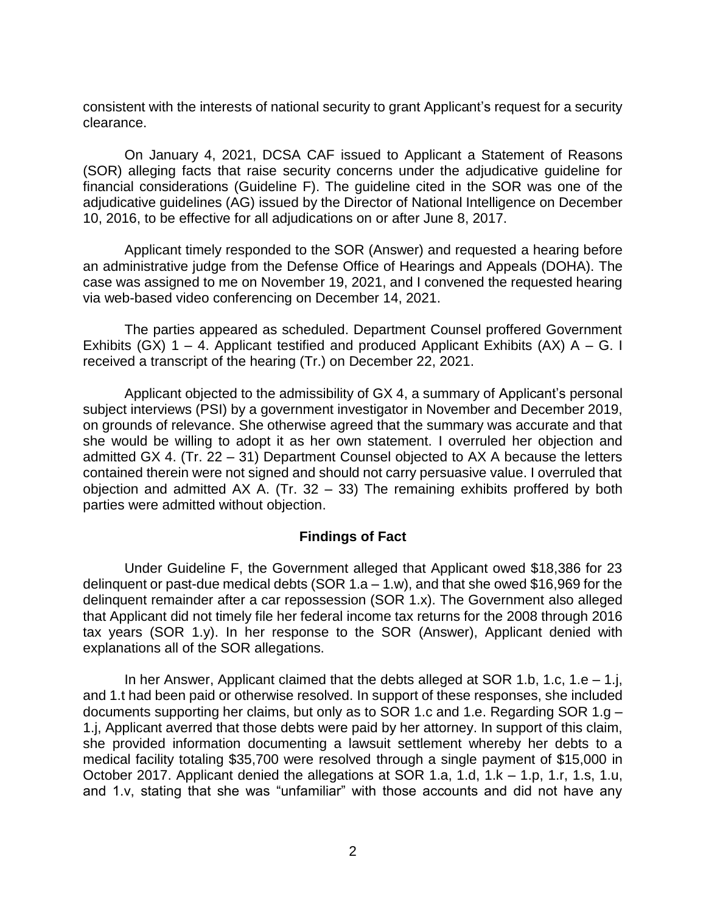consistent with the interests of national security to grant Applicant's request for a security clearance.

On January 4, 2021, DCSA CAF issued to Applicant a Statement of Reasons (SOR) alleging facts that raise security concerns under the adjudicative guideline for financial considerations (Guideline F). The guideline cited in the SOR was one of the adjudicative guidelines (AG) issued by the Director of National Intelligence on December 10, 2016, to be effective for all adjudications on or after June 8, 2017.

Applicant timely responded to the SOR (Answer) and requested a hearing before an administrative judge from the Defense Office of Hearings and Appeals (DOHA). The case was assigned to me on November 19, 2021, and I convened the requested hearing via web-based video conferencing on December 14, 2021.

The parties appeared as scheduled. Department Counsel proffered Government Exhibits (GX) 1 – 4. Applicant testified and produced Applicant Exhibits (AX) A – G. I received a transcript of the hearing (Tr.) on December 22, 2021.

Applicant objected to the admissibility of GX 4, a summary of Applicant's personal subject interviews (PSI) by a government investigator in November and December 2019, on grounds of relevance. She otherwise agreed that the summary was accurate and that she would be willing to adopt it as her own statement. I overruled her objection and admitted GX 4. (Tr. 22 – 31) Department Counsel objected to AX A because the letters contained therein were not signed and should not carry persuasive value. I overruled that objection and admitted AX A. (Tr. 32 – 33) The remaining exhibits proffered by both parties were admitted without objection.

## Findings of Fact

Under Guideline F, the Government alleged that Applicant owed $18,386 for 23 delinquent or past-due medical debts (SOR 1.a – 1.w), and that she owed $16,969 for the delinquent remainder after a car repossession (SOR 1.x). The Government also alleged that Applicant did not timely file her federal income tax returns for the 2008 through 2016 tax years (SOR 1.y). In her response to the SOR (Answer), Applicant denied with explanations all of the SOR allegations.

In her Answer, Applicant claimed that the debts alleged at SOR 1.b, 1.c, 1.e – 1.j, and 1.t had been paid or otherwise resolved. In support of these responses, she included documents supporting her claims, but only as to SOR 1.c and 1.e. Regarding SOR 1.g – 1.j, Applicant averred that those debts were paid by her attorney. In support of this claim, she provided information documenting a lawsuit settlement whereby her debts to a medical facility totaling $35,700 were resolved through a single payment of $15,000 in October 2017. Applicant denied the allegations at SOR 1.a, 1.d, 1.k – 1.p, 1.r, 1.s, 1.u, and 1.v, stating that she was "unfamiliar" with those accounts and did not have any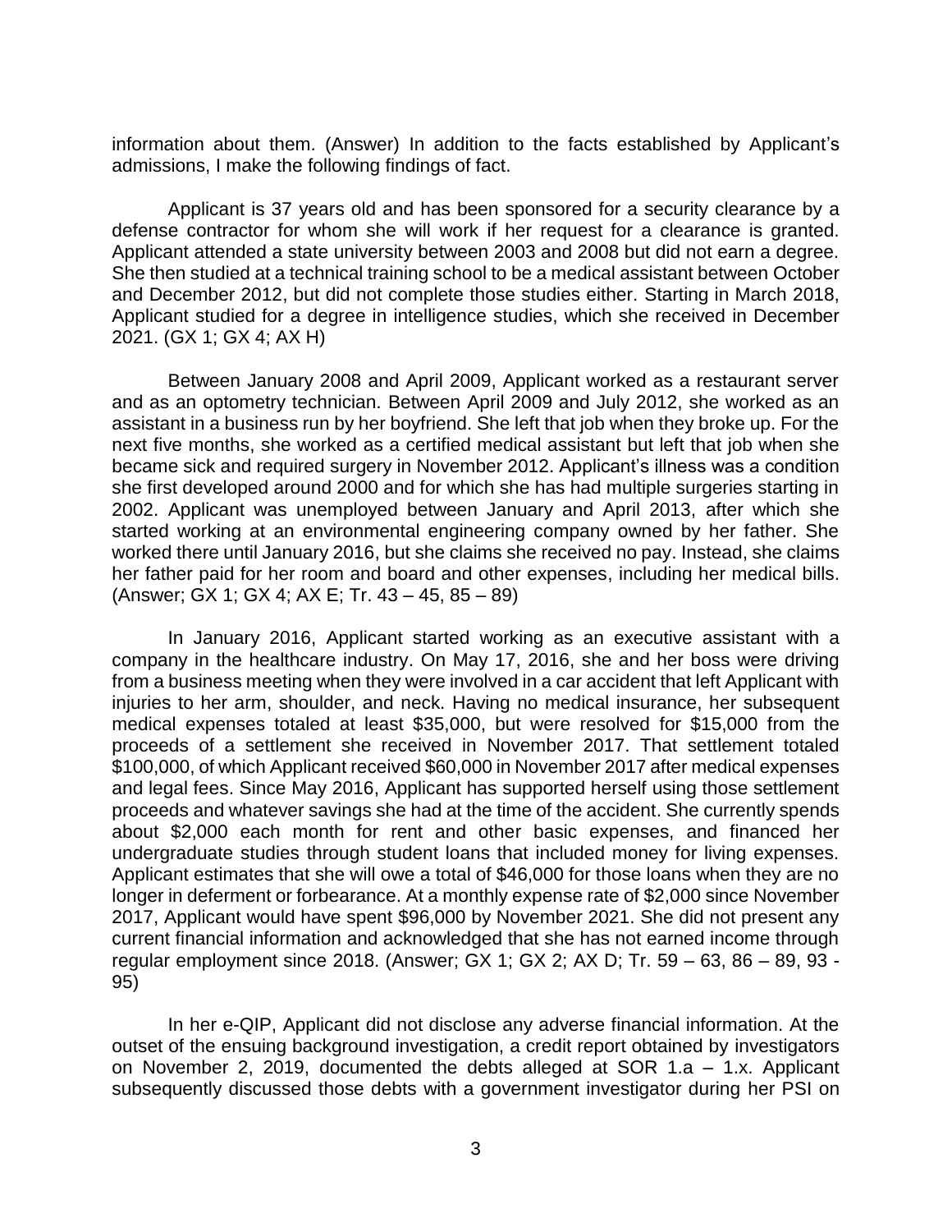information about them. (Answer) In addition to the facts established by Applicant's admissions, I make the following findings of fact.

Applicant is 37 years old and has been sponsored for a security clearance by a defense contractor for whom she will work if her request for a clearance is granted. Applicant attended a state university between 2003 and 2008 but did not earn a degree. She then studied at a technical training school to be a medical assistant between October and December 2012, but did not complete those studies either. Starting in March 2018, Applicant studied for a degree in intelligence studies, which she received in December 2021. (GX 1; GX 4; AX H)

Between January 2008 and April 2009, Applicant worked as a restaurant server and as an optometry technician. Between April 2009 and July 2012, she worked as an assistant in a business run by her boyfriend. She left that job when they broke up. For the next five months, she worked as a certified medical assistant but left that job when she became sick and required surgery in November 2012. Applicant's illness was a condition she first developed around 2000 and for which she has had multiple surgeries starting in 2002. Applicant was unemployed between January and April 2013, after which she started working at an environmental engineering company owned by her father. She worked there until January 2016, but she claims she received no pay. Instead, she claims her father paid for her room and board and other expenses, including her medical bills. (Answer; GX 1; GX 4; AX E; Tr. 43 – 45, 85 – 89)

In January 2016, Applicant started working as an executive assistant with a company in the healthcare industry. On May 17, 2016, she and her boss were driving from a business meeting when they were involved in a car accident that left Applicant with injuries to her arm, shoulder, and neck. Having no medical insurance, her subsequent medical expenses totaled at least $35,000, but were resolved for $15,000 from the proceeds of a settlement she received in November 2017. That settlement totaled $100,000, of which Applicant received $60,000 in November 2017 after medical expenses and legal fees. Since May 2016, Applicant has supported herself using those settlement proceeds and whatever savings she had at the time of the accident. She currently spends about $2,000 each month for rent and other basic expenses, and financed her undergraduate studies through student loans that included money for living expenses. Applicant estimates that she will owe a total of $46,000 for those loans when they are no longer in deferment or forbearance. At a monthly expense rate of $2,000 since November 2017, Applicant would have spent $96,000 by November 2021. She did not present any current financial information and acknowledged that she has not earned income through regular employment since 2018. (Answer; GX 1; GX 2; AX D; Tr. 59 – 63, 86 – 89, 93 - 95)

In her e-QIP, Applicant did not disclose any adverse financial information. At the outset of the ensuing background investigation, a credit report obtained by investigators on November 2, 2019, documented the debts alleged at SOR 1.a – 1.x. Applicant subsequently discussed those debts with a government investigator during her PSI on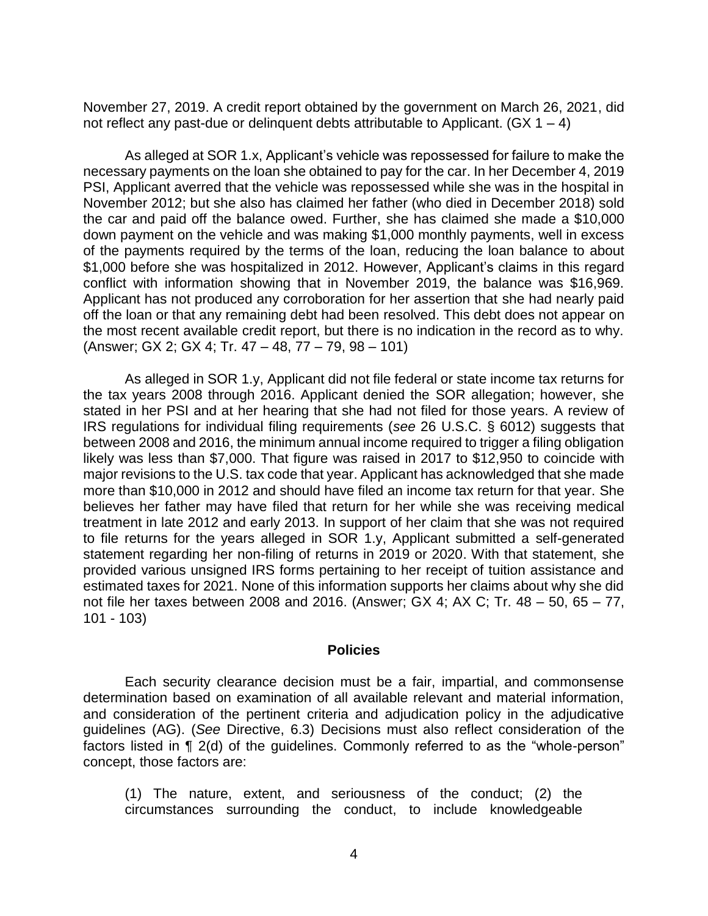November 27, 2019. A credit report obtained by the government on March 26, 2021, did not reflect any past-due or delinquent debts attributable to Applicant. (GX 1 – 4)

As alleged at SOR 1.x, Applicant's vehicle was repossessed for failure to make the necessary payments on the loan she obtained to pay for the car. In her December 4, 2019 PSI, Applicant averred that the vehicle was repossessed while she was in the hospital in November 2012; but she also has claimed her father (who died in December 2018) sold the car and paid off the balance owed. Further, she has claimed she made a $10,000 down payment on the vehicle and was making $1,000 monthly payments, well in excess of the payments required by the terms of the loan, reducing the loan balance to about $1,000 before she was hospitalized in 2012. However, Applicant's claims in this regard conflict with information showing that in November 2019, the balance was $16,969. Applicant has not produced any corroboration for her assertion that she had nearly paid off the loan or that any remaining debt had been resolved. This debt does not appear on the most recent available credit report, but there is no indication in the record as to why. (Answer; GX 2; GX 4; Tr. 47 – 48, 77 – 79, 98 – 101)

As alleged in SOR 1.y, Applicant did not file federal or state income tax returns for the tax years 2008 through 2016. Applicant denied the SOR allegation; however, she stated in her PSI and at her hearing that she had not filed for those years. A review of IRS regulations for individual filing requirements (*see* 26 U.S.C. § 6012) suggests that between 2008 and 2016, the minimum annual income required to trigger a filing obligation likely was less than $7,000. That figure was raised in 2017 to $12,950 to coincide with major revisions to the U.S. tax code that year. Applicant has acknowledged that she made more than $10,000 in 2012 and should have filed an income tax return for that year. She believes her father may have filed that return for her while she was receiving medical treatment in late 2012 and early 2013. In support of her claim that she was not required to file returns for the years alleged in SOR 1.y, Applicant submitted a self-generated statement regarding her non-filing of returns in 2019 or 2020. With that statement, she provided various unsigned IRS forms pertaining to her receipt of tuition assistance and estimated taxes for 2021. None of this information supports her claims about why she did not file her taxes between 2008 and 2016. (Answer; GX 4; AX C; Tr. 48 – 50, 65 – 77, 101 - 103)

## Policies

Each security clearance decision must be a fair, impartial, and commonsense determination based on examination of all available relevant and material information, and consideration of the pertinent criteria and adjudication policy in the adjudicative guidelines (AG). (*See* Directive, 6.3) Decisions must also reflect consideration of the factors listed in ¶ 2(d) of the guidelines. Commonly referred to as the "whole-person" concept, those factors are:

> (1) The nature, extent, and seriousness of the conduct; (2) the circumstances surrounding the conduct, to include knowledgeable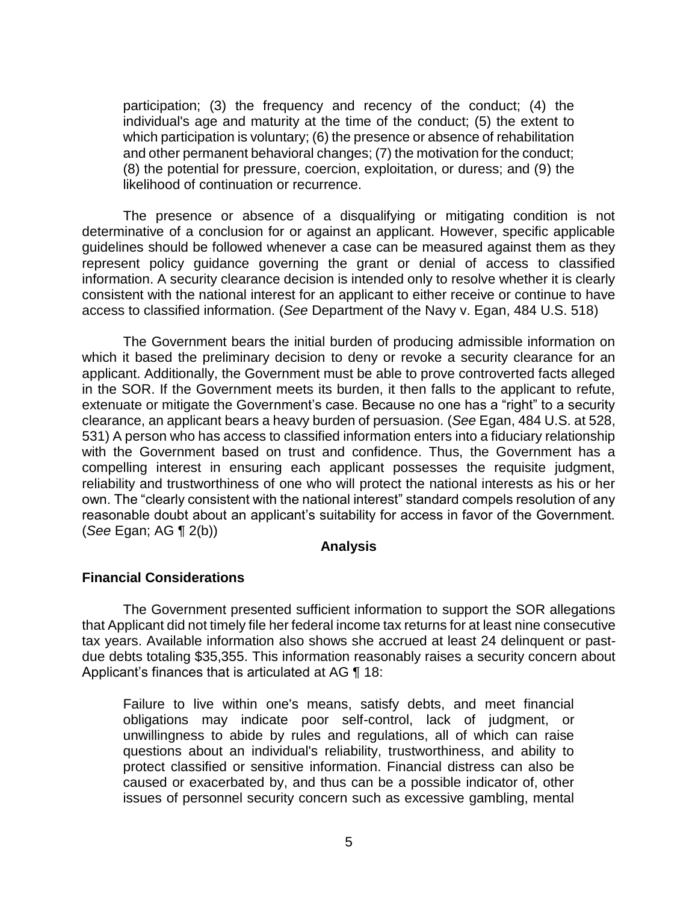participation; (3) the frequency and recency of the conduct; (4) the individual's age and maturity at the time of the conduct; (5) the extent to which participation is voluntary; (6) the presence or absence of rehabilitation and other permanent behavioral changes; (7) the motivation for the conduct; (8) the potential for pressure, coercion, exploitation, or duress; and (9) the likelihood of continuation or recurrence.

The presence or absence of a disqualifying or mitigating condition is not determinative of a conclusion for or against an applicant. However, specific applicable guidelines should be followed whenever a case can be measured against them as they represent policy guidance governing the grant or denial of access to classified information. A security clearance decision is intended only to resolve whether it is clearly consistent with the national interest for an applicant to either receive or continue to have access to classified information. (*See* Department of the Navy v. Egan, 484 U.S. 518)

The Government bears the initial burden of producing admissible information on which it based the preliminary decision to deny or revoke a security clearance for an applicant. Additionally, the Government must be able to prove controverted facts alleged in the SOR. If the Government meets its burden, it then falls to the applicant to refute, extenuate or mitigate the Government's case. Because no one has a "right" to a security clearance, an applicant bears a heavy burden of persuasion. (*See* Egan, 484 U.S. at 528, 531) A person who has access to classified information enters into a fiduciary relationship with the Government based on trust and confidence. Thus, the Government has a compelling interest in ensuring each applicant possesses the requisite judgment, reliability and trustworthiness of one who will protect the national interests as his or her own. The "clearly consistent with the national interest" standard compels resolution of any reasonable doubt about an applicant's suitability for access in favor of the Government. (*See* Egan; AG ¶ 2(b))

## Analysis

### Financial Considerations

The Government presented sufficient information to support the SOR allegations that Applicant did not timely file her federal income tax returns for at least nine consecutive tax years. Available information also shows she accrued at least 24 delinquent or past-due debts totaling $35,355. This information reasonably raises a security concern about Applicant's finances that is articulated at AG ¶ 18:

> Failure to live within one's means, satisfy debts, and meet financial obligations may indicate poor self-control, lack of judgment, or unwillingness to abide by rules and regulations, all of which can raise questions about an individual's reliability, trustworthiness, and ability to protect classified or sensitive information. Financial distress can also be caused or exacerbated by, and thus can be a possible indicator of, other issues of personnel security concern such as excessive gambling, mental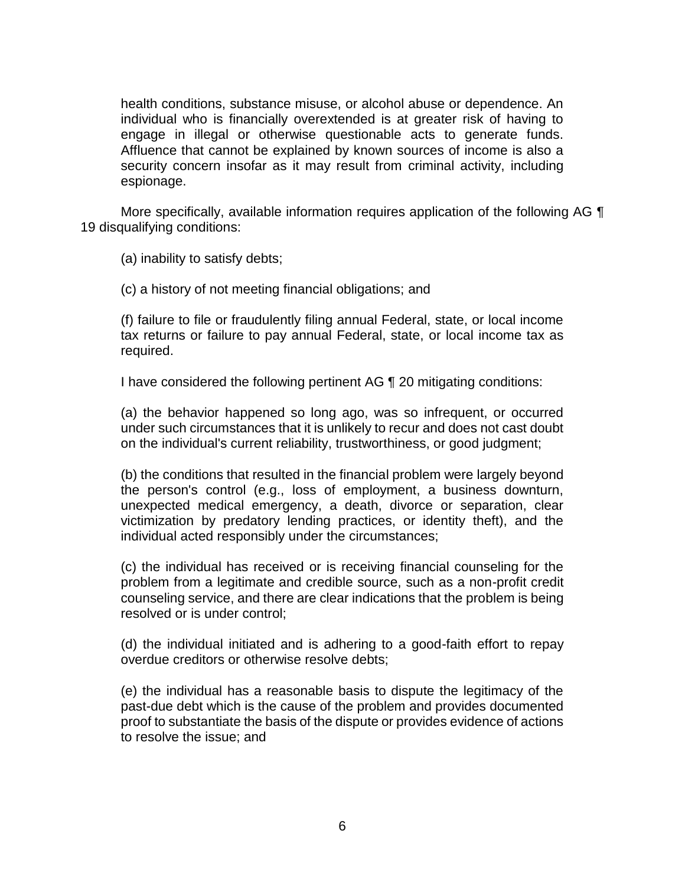health conditions, substance misuse, or alcohol abuse or dependence. An individual who is financially overextended is at greater risk of having to engage in illegal or otherwise questionable acts to generate funds. Affluence that cannot be explained by known sources of income is also a security concern insofar as it may result from criminal activity, including espionage.

More specifically, available information requires application of the following AG ¶ 19 disqualifying conditions:

(a) inability to satisfy debts;

(c) a history of not meeting financial obligations; and

(f) failure to file or fraudulently filing annual Federal, state, or local income tax returns or failure to pay annual Federal, state, or local income tax as required.

I have considered the following pertinent AG ¶ 20 mitigating conditions:

(a) the behavior happened so long ago, was so infrequent, or occurred under such circumstances that it is unlikely to recur and does not cast doubt on the individual's current reliability, trustworthiness, or good judgment;

(b) the conditions that resulted in the financial problem were largely beyond the person's control (e.g., loss of employment, a business downturn, unexpected medical emergency, a death, divorce or separation, clear victimization by predatory lending practices, or identity theft), and the individual acted responsibly under the circumstances;

(c) the individual has received or is receiving financial counseling for the problem from a legitimate and credible source, such as a non-profit credit counseling service, and there are clear indications that the problem is being resolved or is under control;

(d) the individual initiated and is adhering to a good-faith effort to repay overdue creditors or otherwise resolve debts;

(e) the individual has a reasonable basis to dispute the legitimacy of the past-due debt which is the cause of the problem and provides documented proof to substantiate the basis of the dispute or provides evidence of actions to resolve the issue; and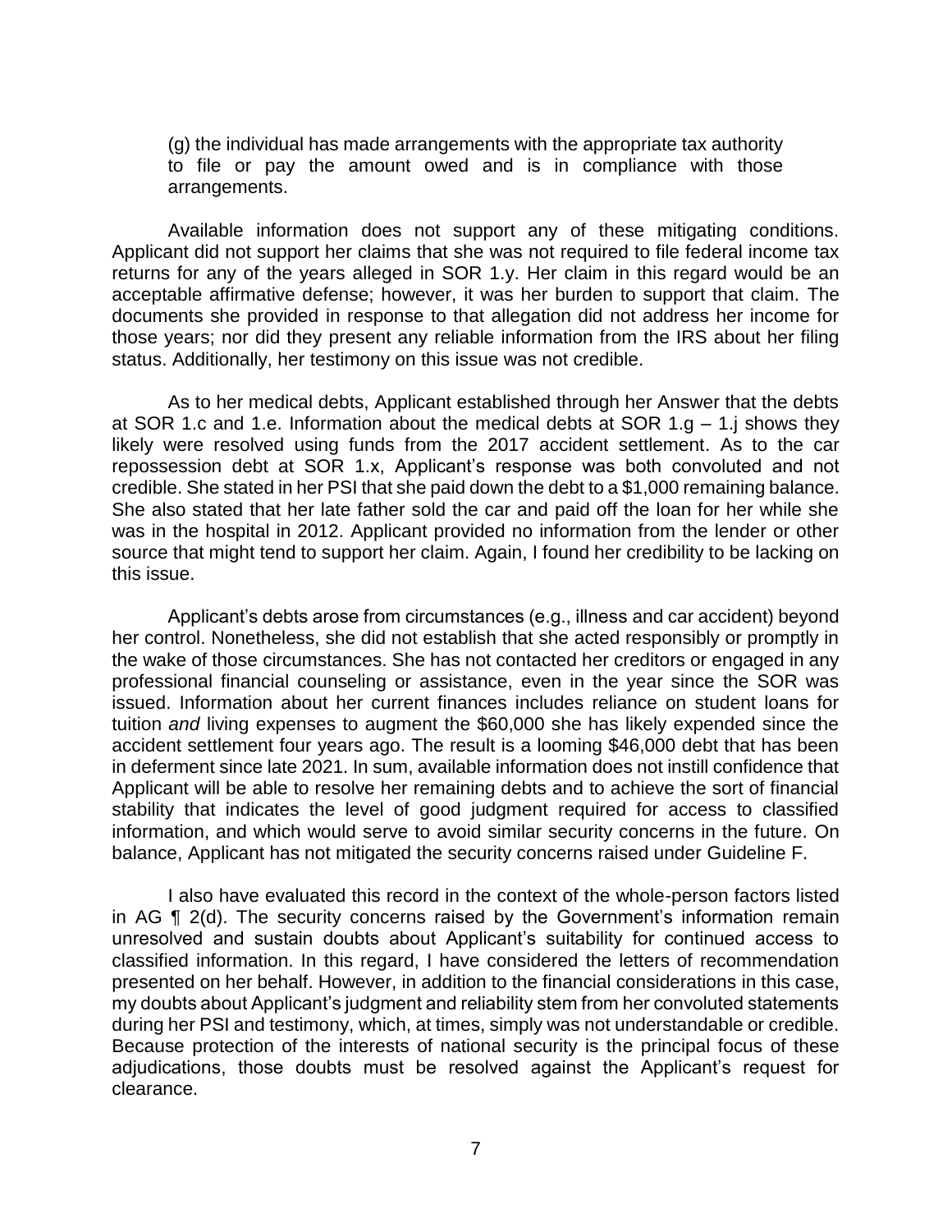(g) the individual has made arrangements with the appropriate tax authority to file or pay the amount owed and is in compliance with those arrangements.

Available information does not support any of these mitigating conditions. Applicant did not support her claims that she was not required to file federal income tax returns for any of the years alleged in SOR 1.y. Her claim in this regard would be an acceptable affirmative defense; however, it was her burden to support that claim. The documents she provided in response to that allegation did not address her income for those years; nor did they present any reliable information from the IRS about her filing status. Additionally, her testimony on this issue was not credible.

As to her medical debts, Applicant established through her Answer that the debts at SOR 1.c and 1.e. Information about the medical debts at SOR 1.g – 1.j shows they likely were resolved using funds from the 2017 accident settlement. As to the car repossession debt at SOR 1.x, Applicant's response was both convoluted and not credible. She stated in her PSI that she paid down the debt to a $1,000 remaining balance. She also stated that her late father sold the car and paid off the loan for her while she was in the hospital in 2012. Applicant provided no information from the lender or other source that might tend to support her claim. Again, I found her credibility to be lacking on this issue.

Applicant's debts arose from circumstances (e.g., illness and car accident) beyond her control. Nonetheless, she did not establish that she acted responsibly or promptly in the wake of those circumstances. She has not contacted her creditors or engaged in any professional financial counseling or assistance, even in the year since the SOR was issued. Information about her current finances includes reliance on student loans for tuition *and* living expenses to augment the $60,000 she has likely expended since the accident settlement four years ago. The result is a looming $46,000 debt that has been in deferment since late 2021. In sum, available information does not instill confidence that Applicant will be able to resolve her remaining debts and to achieve the sort of financial stability that indicates the level of good judgment required for access to classified information, and which would serve to avoid similar security concerns in the future. On balance, Applicant has not mitigated the security concerns raised under Guideline F.

I also have evaluated this record in the context of the whole-person factors listed in AG ¶ 2(d). The security concerns raised by the Government's information remain unresolved and sustain doubts about Applicant's suitability for continued access to classified information. In this regard, I have considered the letters of recommendation presented on her behalf. However, in addition to the financial considerations in this case, my doubts about Applicant's judgment and reliability stem from her convoluted statements during her PSI and testimony, which, at times, simply was not understandable or credible. Because protection of the interests of national security is the principal focus of these adjudications, those doubts must be resolved against the Applicant's request for clearance.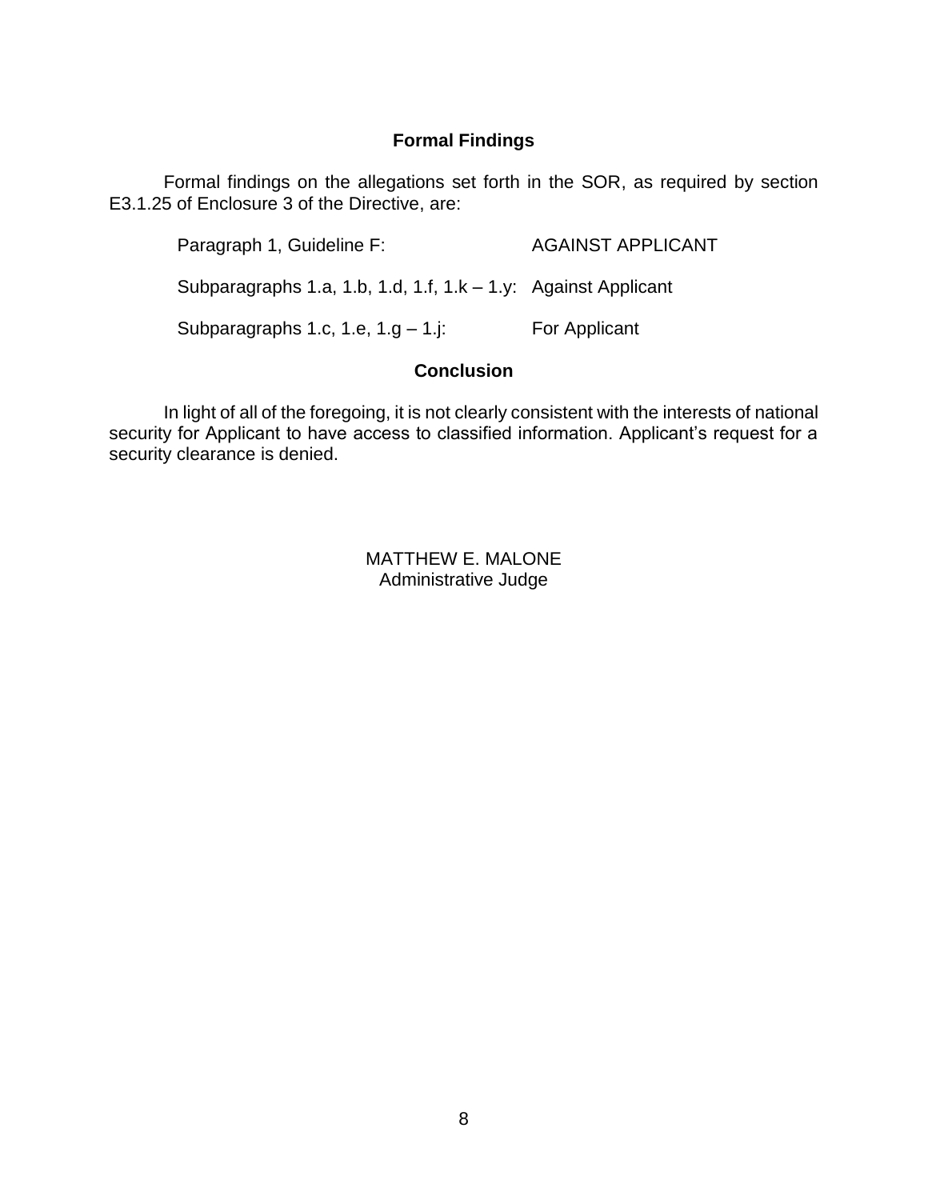## Formal Findings

Formal findings on the allegations set forth in the SOR, as required by section E3.1.25 of Enclosure 3 of the Directive, are:

| | |
|---|---|
| Paragraph 1, Guideline F: | AGAINST APPLICANT |
| Subparagraphs 1.a, 1.b, 1.d, 1.f, 1.k – 1.y: | Against Applicant |
| Subparagraphs 1.c, 1.e, 1.g – 1.j: | For Applicant |

## Conclusion

In light of all of the foregoing, it is not clearly consistent with the interests of national security for Applicant to have access to classified information. Applicant's request for a security clearance is denied.

MATTHEW E. MALONE
Administrative Judge